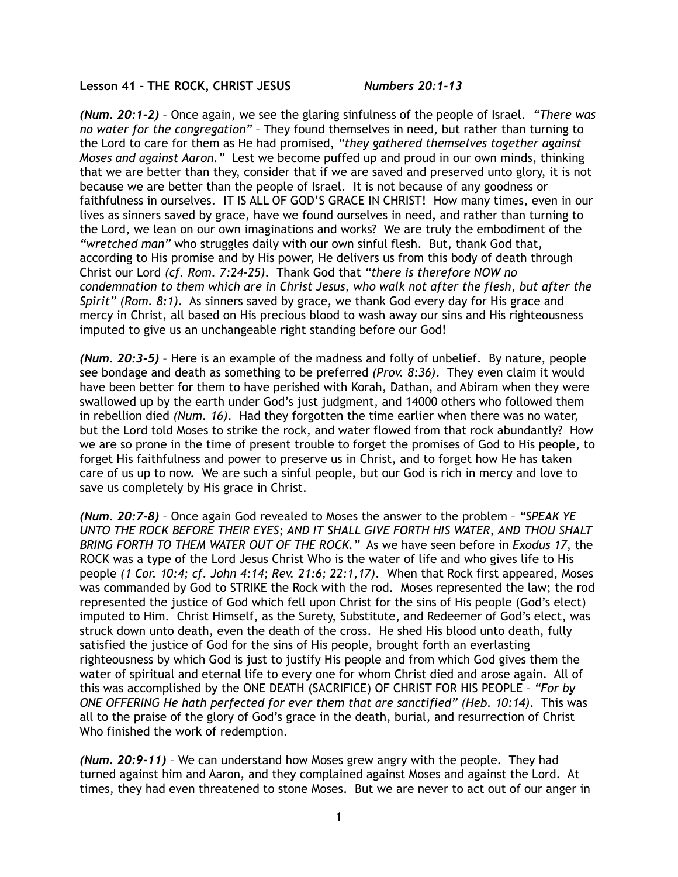**Lesson 41 – THE ROCK, CHRIST JESUS** *Numbers 20:1-13*

***(Num. 20:1-2)*** – Once again, we see the glaring sinfulness of the people of Israel. *"There was no water for the congregation"* – They found themselves in need, but rather than turning to the Lord to care for them as He had promised, *"they gathered themselves together against Moses and against Aaron."* Lest we become puffed up and proud in our own minds, thinking that we are better than they, consider that if we are saved and preserved unto glory, it is not because we are better than the people of Israel. It is not because of any goodness or faithfulness in ourselves. IT IS ALL OF GOD'S GRACE IN CHRIST! How many times, even in our lives as sinners saved by grace, have we found ourselves in need, and rather than turning to the Lord, we lean on our own imaginations and works? We are truly the embodiment of the *"wretched man"* who struggles daily with our own sinful flesh. But, thank God that, according to His promise and by His power, He delivers us from this body of death through Christ our Lord *(cf. Rom. 7:24-25)*. Thank God that *"there is therefore NOW no condemnation to them which are in Christ Jesus, who walk not after the flesh, but after the Spirit" (Rom. 8:1)*. As sinners saved by grace, we thank God every day for His grace and mercy in Christ, all based on His precious blood to wash away our sins and His righteousness imputed to give us an unchangeable right standing before our God!

***(Num. 20:3-5)*** – Here is an example of the madness and folly of unbelief. By nature, people see bondage and death as something to be preferred *(Prov. 8:36)*. They even claim it would have been better for them to have perished with Korah, Dathan, and Abiram when they were swallowed up by the earth under God's just judgment, and 14000 others who followed them in rebellion died *(Num. 16)*. Had they forgotten the time earlier when there was no water, but the Lord told Moses to strike the rock, and water flowed from that rock abundantly? How we are so prone in the time of present trouble to forget the promises of God to His people, to forget His faithfulness and power to preserve us in Christ, and to forget how He has taken care of us up to now. We are such a sinful people, but our God is rich in mercy and love to save us completely by His grace in Christ.

***(Num. 20:7-8)*** – Once again God revealed to Moses the answer to the problem – *"SPEAK YE UNTO THE ROCK BEFORE THEIR EYES; AND IT SHALL GIVE FORTH HIS WATER, AND THOU SHALT BRING FORTH TO THEM WATER OUT OF THE ROCK."* As we have seen before in *Exodus 17*, the ROCK was a type of the Lord Jesus Christ Who is the water of life and who gives life to His people *(1 Cor. 10:4; cf. John 4:14; Rev. 21:6; 22:1,17)*. When that Rock first appeared, Moses was commanded by God to STRIKE the Rock with the rod. Moses represented the law; the rod represented the justice of God which fell upon Christ for the sins of His people (God's elect) imputed to Him. Christ Himself, as the Surety, Substitute, and Redeemer of God's elect, was struck down unto death, even the death of the cross. He shed His blood unto death, fully satisfied the justice of God for the sins of His people, brought forth an everlasting righteousness by which God is just to justify His people and from which God gives them the water of spiritual and eternal life to every one for whom Christ died and arose again. All of this was accomplished by the ONE DEATH (SACRIFICE) OF CHRIST FOR HIS PEOPLE – *"For by ONE OFFERING He hath perfected for ever them that are sanctified" (Heb. 10:14)*. This was all to the praise of the glory of God's grace in the death, burial, and resurrection of Christ Who finished the work of redemption.

***(Num. 20:9-11)*** – We can understand how Moses grew angry with the people. They had turned against him and Aaron, and they complained against Moses and against the Lord. At times, they had even threatened to stone Moses. But we are never to act out of our anger in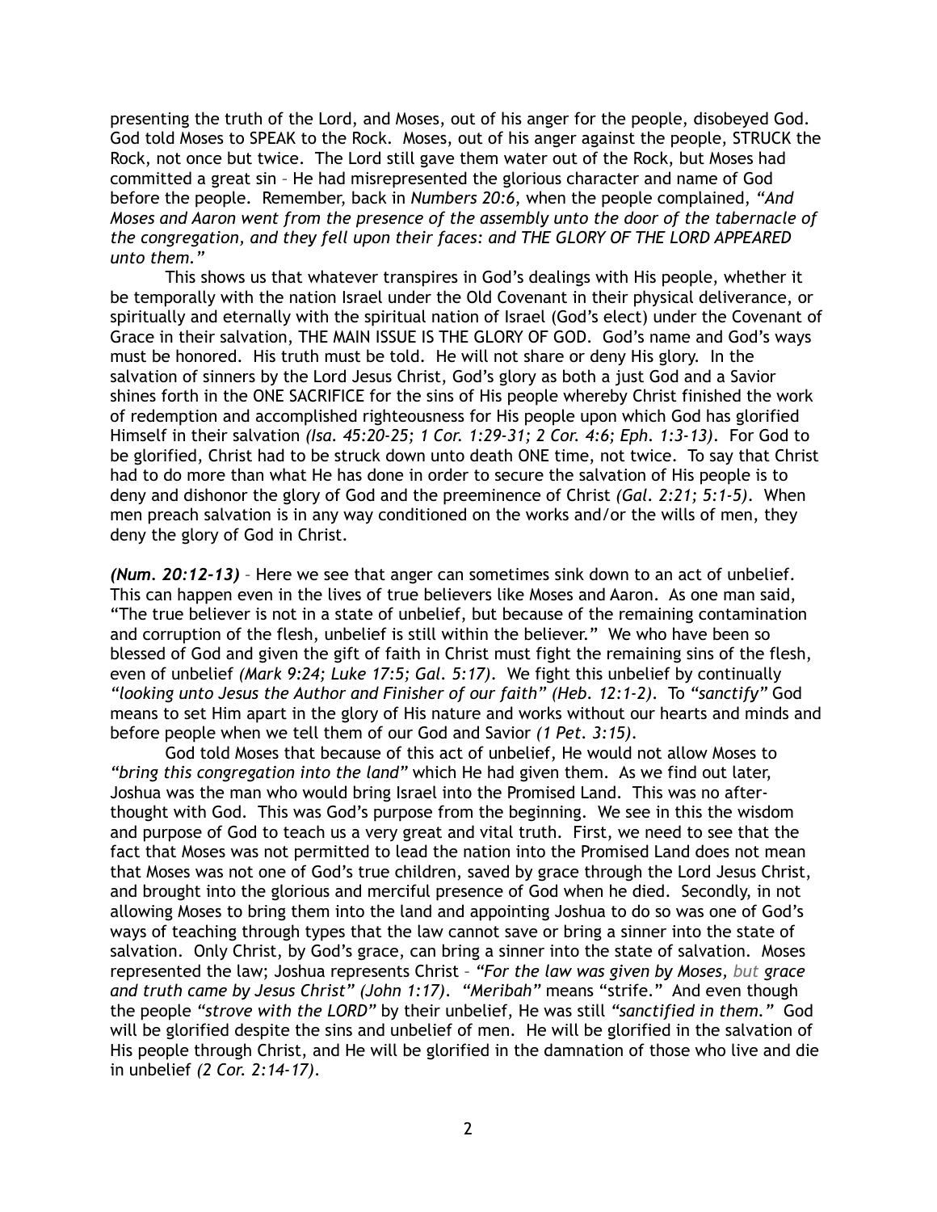presenting the truth of the Lord, and Moses, out of his anger for the people, disobeyed God. God told Moses to SPEAK to the Rock. Moses, out of his anger against the people, STRUCK the Rock, not once but twice. The Lord still gave them water out of the Rock, but Moses had committed a great sin – He had misrepresented the glorious character and name of God before the people. Remember, back in *Numbers 20:6*, when the people complained, *"And Moses and Aaron went from the presence of the assembly unto the door of the tabernacle of the congregation, and they fell upon their faces: and THE GLORY OF THE LORD APPEARED unto them."*

This shows us that whatever transpires in God's dealings with His people, whether it be temporally with the nation Israel under the Old Covenant in their physical deliverance, or spiritually and eternally with the spiritual nation of Israel (God's elect) under the Covenant of Grace in their salvation, THE MAIN ISSUE IS THE GLORY OF GOD. God's name and God's ways must be honored. His truth must be told. He will not share or deny His glory. In the salvation of sinners by the Lord Jesus Christ, God's glory as both a just God and a Savior shines forth in the ONE SACRIFICE for the sins of His people whereby Christ finished the work of redemption and accomplished righteousness for His people upon which God has glorified Himself in their salvation *(Isa. 45:20-25; 1 Cor. 1:29-31; 2 Cor. 4:6; Eph. 1:3-13)*. For God to be glorified, Christ had to be struck down unto death ONE time, not twice. To say that Christ had to do more than what He has done in order to secure the salvation of His people is to deny and dishonor the glory of God and the preeminence of Christ *(Gal. 2:21; 5:1-5)*. When men preach salvation is in any way conditioned on the works and/or the wills of men, they deny the glory of God in Christ.

***(Num. 20:12-13)*** – Here we see that anger can sometimes sink down to an act of unbelief. This can happen even in the lives of true believers like Moses and Aaron. As one man said, "The true believer is not in a state of unbelief, but because of the remaining contamination and corruption of the flesh, unbelief is still within the believer." We who have been so blessed of God and given the gift of faith in Christ must fight the remaining sins of the flesh, even of unbelief *(Mark 9:24; Luke 17:5; Gal. 5:17)*. We fight this unbelief by continually *"looking unto Jesus the Author and Finisher of our faith" (Heb. 12:1-2)*. To *"sanctify"* God means to set Him apart in the glory of His nature and works without our hearts and minds and before people when we tell them of our God and Savior *(1 Pet. 3:15)*.

God told Moses that because of this act of unbelief, He would not allow Moses to *"bring this congregation into the land"* which He had given them. As we find out later, Joshua was the man who would bring Israel into the Promised Land. This was no after-thought with God. This was God's purpose from the beginning. We see in this the wisdom and purpose of God to teach us a very great and vital truth. First, we need to see that the fact that Moses was not permitted to lead the nation into the Promised Land does not mean that Moses was not one of God's true children, saved by grace through the Lord Jesus Christ, and brought into the glorious and merciful presence of God when he died. Secondly, in not allowing Moses to bring them into the land and appointing Joshua to do so was one of God's ways of teaching through types that the law cannot save or bring a sinner into the state of salvation. Only Christ, by God's grace, can bring a sinner into the state of salvation. Moses represented the law; Joshua represents Christ – *"For the law was given by Moses, but grace and truth came by Jesus Christ" (John 1:17)*. *"Meribah"* means "strife." And even though the people *"strove with the LORD"* by their unbelief, He was still *"sanctified in them."* God will be glorified despite the sins and unbelief of men. He will be glorified in the salvation of His people through Christ, and He will be glorified in the damnation of those who live and die in unbelief *(2 Cor. 2:14-17)*.